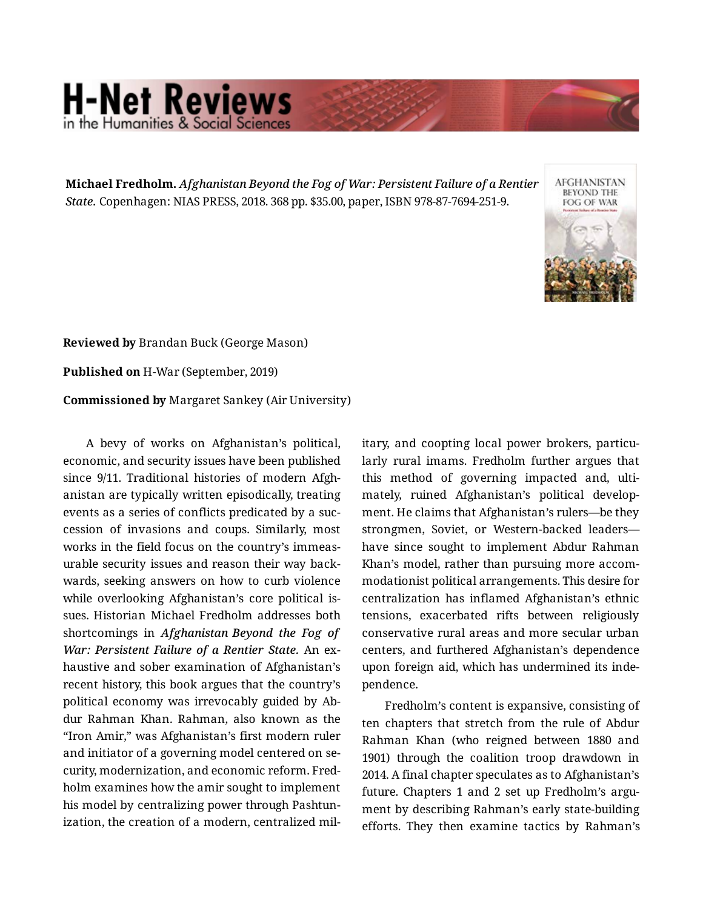# H-Net Reviews
in the Humanities & Social Sciences

**Michael Fredholm.** *Afghanistan Beyond the Fog of War: Persistent Failure of a Rentier State.* Copenhagen: NIAS PRESS, 2018. 368 pp. $35.00, paper, ISBN 978-87-7694-251-9.

**Reviewed by** Brandan Buck (George Mason)

**Published on** H-War (September, 2019)

**Commissioned by** Margaret Sankey (Air University)

A bevy of works on Afghanistan's political, economic, and security issues have been published since 9/11. Traditional histories of modern Afghanistan are typically written episodically, treating events as a series of conflicts predicated by a succession of invasions and coups. Similarly, most works in the field focus on the country's immeasurable security issues and reason their way backwards, seeking answers on how to curb violence while overlooking Afghanistan's core political issues. Historian Michael Fredholm addresses both shortcomings in *Afghanistan Beyond the Fog of War: Persistent Failure of a Rentier State.* An exhaustive and sober examination of Afghanistan's recent history, this book argues that the country's political economy was irrevocably guided by Abdur Rahman Khan. Rahman, also known as the "Iron Amir," was Afghanistan's first modern ruler and initiator of a governing model centered on security, modernization, and economic reform. Fredholm examines how the amir sought to implement his model by centralizing power through Pashtunization, the creation of a modern, centralized military, and coopting local power brokers, particularly rural imams. Fredholm further argues that this method of governing impacted and, ultimately, ruined Afghanistan's political development. He claims that Afghanistan's rulers—be they strongmen, Soviet, or Western-backed leaders—have since sought to implement Abdur Rahman Khan's model, rather than pursuing more accommodationist political arrangements. This desire for centralization has inflamed Afghanistan's ethnic tensions, exacerbated rifts between religiously conservative rural areas and more secular urban centers, and furthered Afghanistan's dependence upon foreign aid, which has undermined its independence.

Fredholm's content is expansive, consisting of ten chapters that stretch from the rule of Abdur Rahman Khan (who reigned between 1880 and 1901) through the coalition troop drawdown in 2014. A final chapter speculates as to Afghanistan's future. Chapters 1 and 2 set up Fredholm's argument by describing Rahman's early state-building efforts. They then examine tactics by Rahman's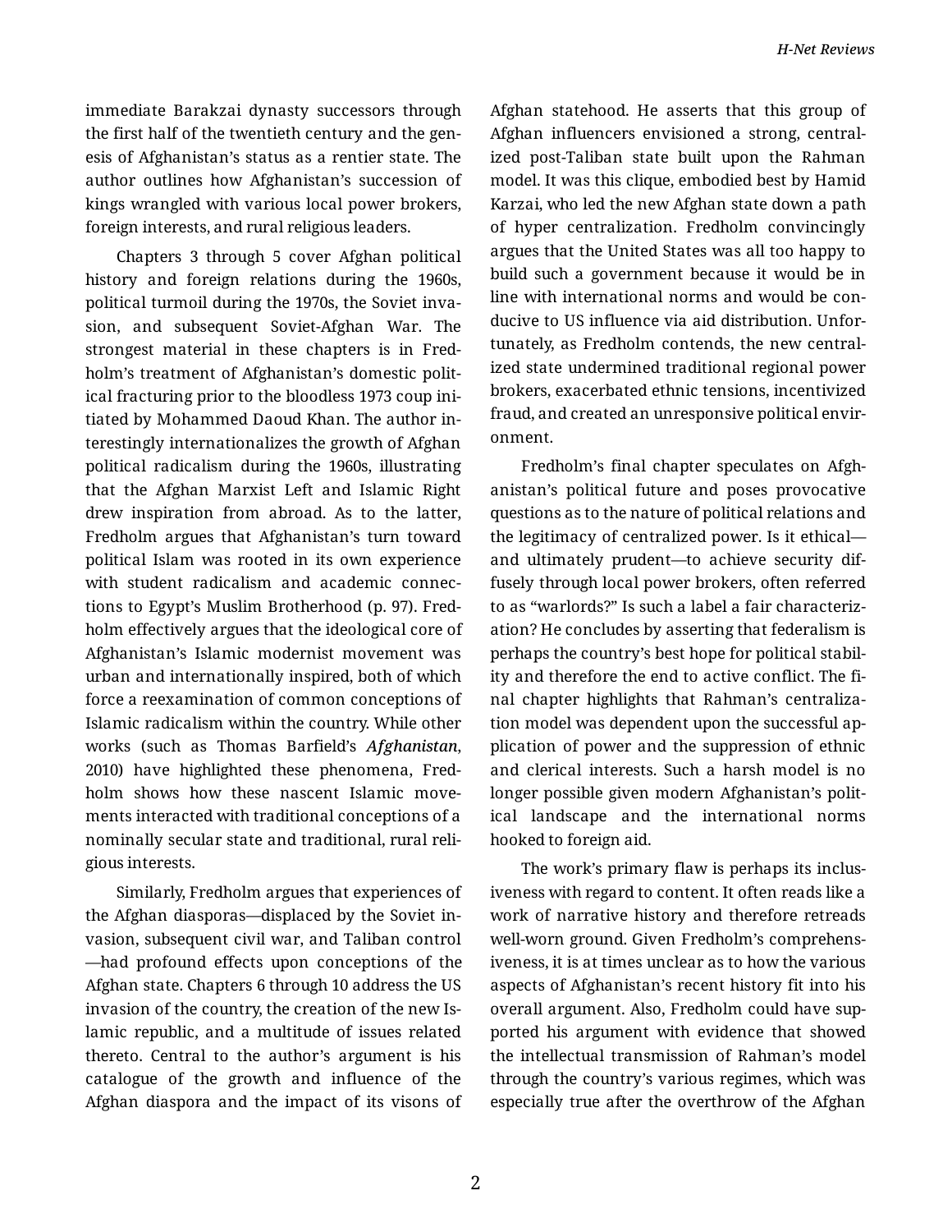immediate Barakzai dynasty successors through the first half of the twentieth century and the genesis of Afghanistan's status as a rentier state. The author outlines how Afghanistan's succession of kings wrangled with various local power brokers, foreign interests, and rural religious leaders.

Chapters 3 through 5 cover Afghan political history and foreign relations during the 1960s, political turmoil during the 1970s, the Soviet invasion, and subsequent Soviet-Afghan War. The strongest material in these chapters is in Fredholm's treatment of Afghanistan's domestic political fracturing prior to the bloodless 1973 coup initiated by Mohammed Daoud Khan. The author interestingly internationalizes the growth of Afghan political radicalism during the 1960s, illustrating that the Afghan Marxist Left and Islamic Right drew inspiration from abroad. As to the latter, Fredholm argues that Afghanistan's turn toward political Islam was rooted in its own experience with student radicalism and academic connections to Egypt's Muslim Brotherhood (p. 97). Fredholm effectively argues that the ideological core of Afghanistan's Islamic modernist movement was urban and internationally inspired, both of which force a reexamination of common conceptions of Islamic radicalism within the country. While other works (such as Thomas Barfield's ***Afghanistan***, 2010) have highlighted these phenomena, Fredholm shows how these nascent Islamic movements interacted with traditional conceptions of a nominally secular state and traditional, rural religious interests.

Similarly, Fredholm argues that experiences of the Afghan diasporas—displaced by the Soviet invasion, subsequent civil war, and Taliban control—had profound effects upon conceptions of the Afghan state. Chapters 6 through 10 address the US invasion of the country, the creation of the new Islamic republic, and a multitude of issues related thereto. Central to the author's argument is his catalogue of the growth and influence of the Afghan diaspora and the impact of its visons of Afghan statehood. He asserts that this group of Afghan influencers envisioned a strong, centralized post-Taliban state built upon the Rahman model. It was this clique, embodied best by Hamid Karzai, who led the new Afghan state down a path of hyper centralization. Fredholm convincingly argues that the United States was all too happy to build such a government because it would be in line with international norms and would be conducive to US influence via aid distribution. Unfortunately, as Fredholm contends, the new centralized state undermined traditional regional power brokers, exacerbated ethnic tensions, incentivized fraud, and created an unresponsive political environment.

Fredholm's final chapter speculates on Afghanistan's political future and poses provocative questions as to the nature of political relations and the legitimacy of centralized power. Is it ethical—and ultimately prudent—to achieve security diffusely through local power brokers, often referred to as "warlords?" Is such a label a fair characterization? He concludes by asserting that federalism is perhaps the country's best hope for political stability and therefore the end to active conflict. The final chapter highlights that Rahman's centralization model was dependent upon the successful application of power and the suppression of ethnic and clerical interests. Such a harsh model is no longer possible given modern Afghanistan's political landscape and the international norms hooked to foreign aid.

The work's primary flaw is perhaps its inclusiveness with regard to content. It often reads like a work of narrative history and therefore retreads well-worn ground. Given Fredholm's comprehensiveness, it is at times unclear as to how the various aspects of Afghanistan's recent history fit into his overall argument. Also, Fredholm could have supported his argument with evidence that showed the intellectual transmission of Rahman's model through the country's various regimes, which was especially true after the overthrow of the Afghan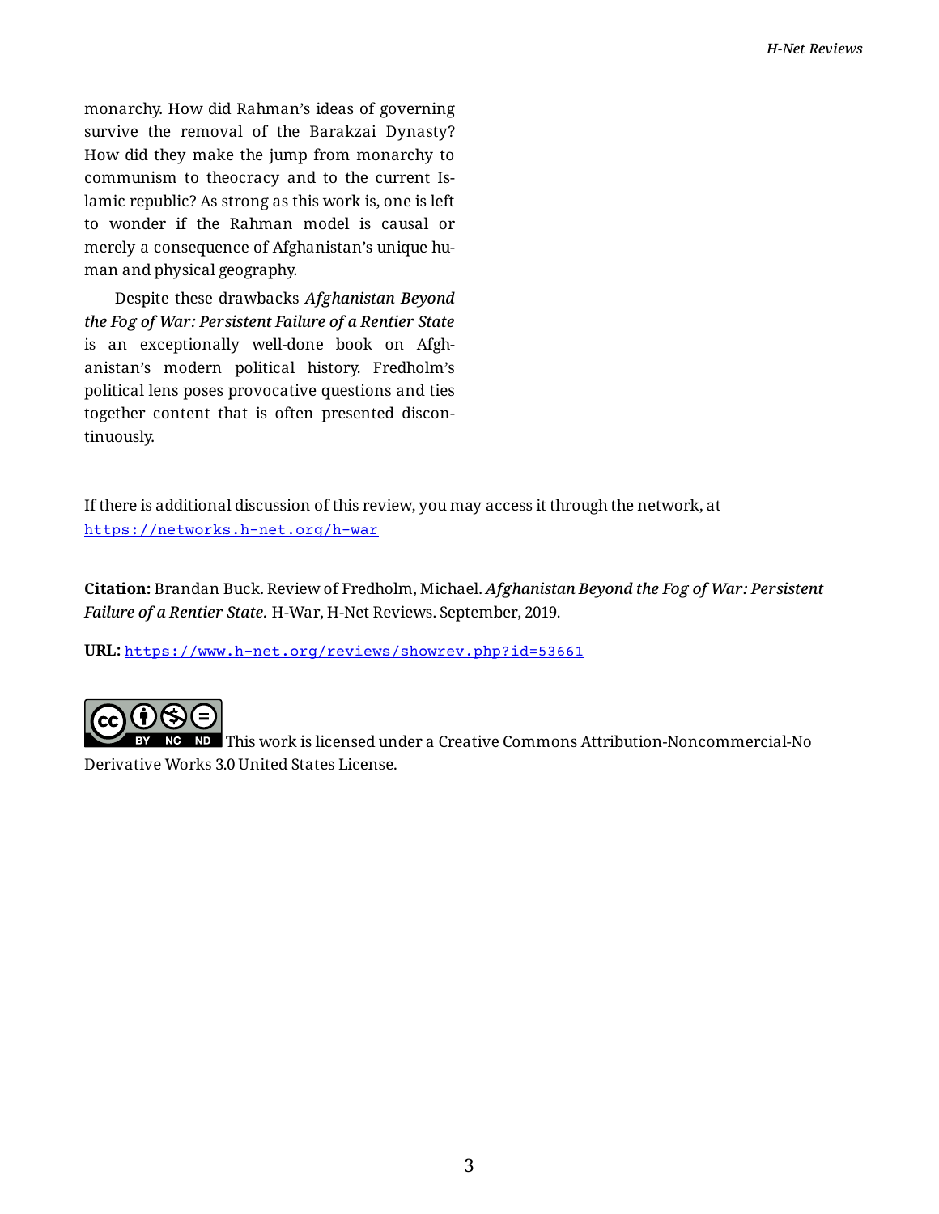monarchy. How did Rahman's ideas of governing survive the removal of the Barakzai Dynasty? How did they make the jump from monarchy to communism to theocracy and to the current Islamic republic? As strong as this work is, one is left to wonder if the Rahman model is causal or merely a consequence of Afghanistan's unique human and physical geography.

Despite these drawbacks *Afghanistan Beyond the Fog of War: Persistent Failure of a Rentier State* is an exceptionally well-done book on Afghanistan's modern political history. Fredholm's political lens poses provocative questions and ties together content that is often presented discontinuously.

If there is additional discussion of this review, you may access it through the network, at https://networks.h-net.org/h-war

**Citation:** Brandan Buck. Review of Fredholm, Michael. *Afghanistan Beyond the Fog of War: Persistent Failure of a Rentier State.* H-War, H-Net Reviews. September, 2019.

**URL:** https://www.h-net.org/reviews/showrev.php?id=53661

This work is licensed under a Creative Commons Attribution-Noncommercial-No Derivative Works 3.0 United States License.